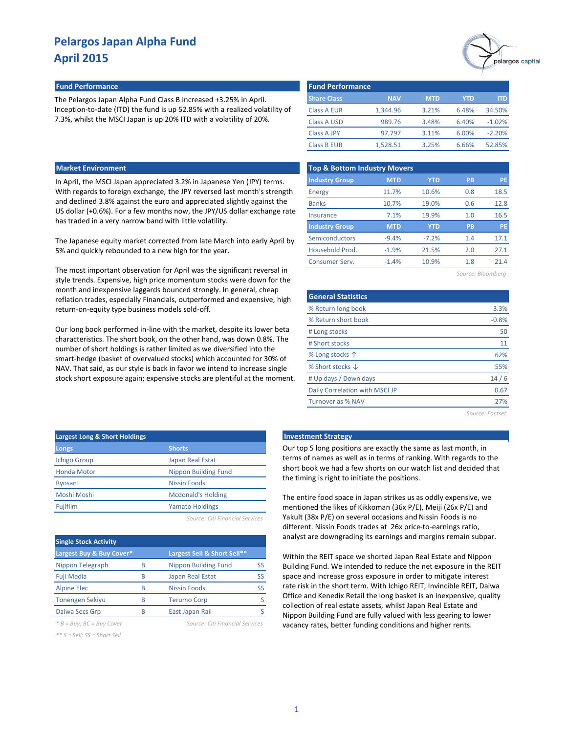# Pelargos Japan Alpha Fund
# April 2015

## Fund Performance

The Pelargos Japan Alpha Fund Class B increased +3.25% in April. Inception-to-date (ITD) the fund is up 52.85% with a realized volatility of 7.3%, whilst the MSCI Japan is up 20% ITD with a volatility of 20%.

## Fund Performance

| Share Class | NAV | MTD | YTD | ITD |
|---|---|---|---|---|
| Class A EUR | 1,344.96 | 3.21% | 6.48% | 34.50% |
| Class A USD | 989.76 | 3.48% | 6.40% | -1.02% |
| Class A JPY | 97,797 | 3.11% | 6.00% | -2.20% |
| Class B EUR | 1,528.51 | 3.25% | 6.66% | 52.85% |

## Market Environment

In April, the MSCI Japan appreciated 3.2% in Japanese Yen (JPY) terms. With regards to foreign exchange, the JPY reversed last month's strength and declined 3.8% against the euro and appreciated slightly against the US dollar (+0.6%). For a few months now, the JPY/US dollar exchange rate has traded in a very narrow band with little volatility.

The Japanese equity market corrected from late March into early April by 5% and quickly rebounded to a new high for the year.

The most important observation for April was the significant reversal in style trends. Expensive, high price momentum stocks were down for the month and inexpensive laggards bounced strongly. In general, cheap reflation trades, especially Financials, outperformed and expensive, high return-on-equity type business models sold-off.

Our long book performed in-line with the market, despite its lower beta characteristics. The short book, on the other hand, was down 0.8%. The number of short holdings is rather limited as we diversified into the smart-hedge (basket of overvalued stocks) which accounted for 30% of NAV. That said, as our style is back in favor we intend to increase single stock short exposure again; expensive stocks are plentiful at the moment.

## Top & Bottom Industry Movers

| Industry Group | MTD | YTD | PB | PE |
|---|---|---|---|---|
| Energy | 11.7% | 10.6% | 0.8 | 18.5 |
| Banks | 10.7% | 19.0% | 0.6 | 12.8 |
| Insurance | 7.1% | 19.9% | 1.0 | 16.5 |
| **Industry Group** | **MTD** | **YTD** | **PB** | **PE** |
| Semiconductors | -9.4% | -7.2% | 1.4 | 17.1 |
| Household Prod. | -1.9% | 21.5% | 2.0 | 27.1 |
| Consumer Serv. | -1.4% | 10.9% | 1.8 | 21.4 |

*Source: Bloomberg*

## General Statistics

| | |
|---|---|
| % Return long book | 3.3% |
| % Return short book | -0.8% |
| # Long stocks | 50 |
| # Short stocks | 11 |
| % Long stocks ↑ | 62% |
| % Short stocks ↓ | 55% |
| # Up days / Down days | 14 / 6 |
| Daily Correlation with MSCI JP | 0.67 |
| Turnover as % NAV | 27% |

*Source: Factset*

## Largest Long & Short Holdings

| Longs | Shorts |
|---|---|
| Ichigo Group | Japan Real Estat |
| Honda Motor | Nippon Building Fund |
| Ryosan | Nissin Foods |
| Moshi Moshi | Mcdonald's Holding |
| Fujifilm | Yamato Holdings |

*Source: Citi Financial Services*

## Single Stock Activity

| Largest Buy & Buy Cover* | | Largest Sell & Short Sell** | |
|---|---|---|---|
| Nippon Telegraph | B | Nippon Building Fund | SS |
| Fuji Media | B | Japan Real Estat | SS |
| Alpine Elec | B | Nissin Foods | SS |
| Tonengen Sekiyu | B | Terumo Corp | S |
| Daiwa Secs Grp | B | East Japan Rail | S |

*\* B = Buy; BC = Buy Cover*

*\*\* S = Sell; SS = Short Sell*

*Source: Citi Financial Services*

## Investment Strategy

Our top 5 long positions are exactly the same as last month, in terms of names as well as in terms of ranking. With regards to the short book we had a few shorts on our watch list and decided that the timing is right to initiate the positions.

The entire food space in Japan strikes us as oddly expensive, we mentioned the likes of Kikkoman (36x P/E), Meiji (26x P/E) and Yakult (38x P/E) on several occasions and Nissin Foods is no different. Nissin Foods trades at 26x price-to-earnings ratio, analyst are downgrading its earnings and margins remain subpar.

Within the REIT space we shorted Japan Real Estate and Nippon Building Fund. We intended to reduce the net exposure in the REIT space and increase gross exposure in order to mitigate interest rate risk in the short term. With Ichigo REIT, Invincible REIT, Daiwa Office and Kenedix Retail the long basket is an inexpensive, quality collection of real estate assets, whilst Japan Real Estate and Nippon Building Fund are fully valued with less gearing to lower vacancy rates, better funding conditions and higher rents.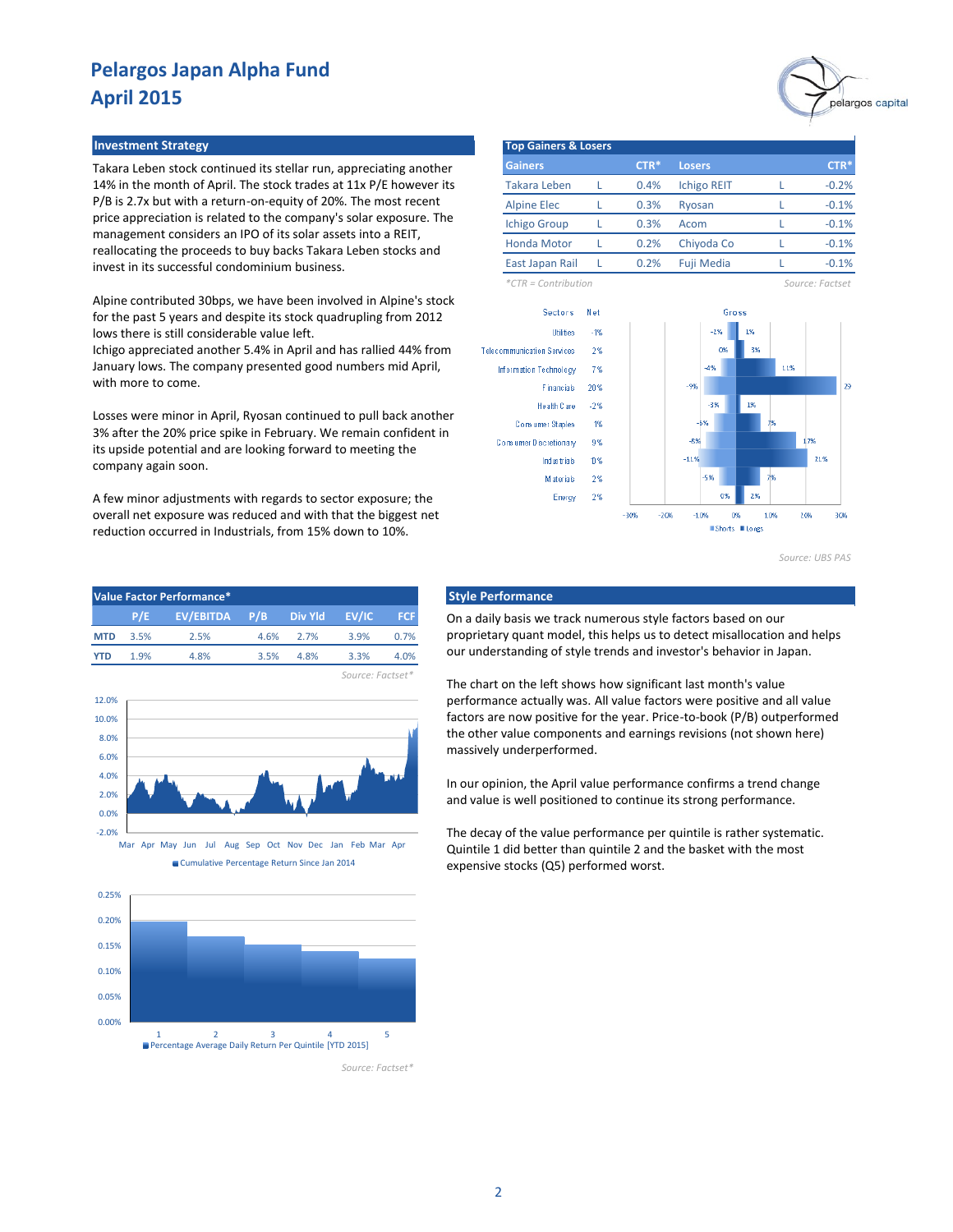# Pelargos Japan Alpha Fund
# April 2015

## Investment Strategy

Takara Leben stock continued its stellar run, appreciating another 14% in the month of April. The stock trades at 11x P/E however its P/B is 2.7x but with a return-on-equity of 20%. The most recent price appreciation is related to the company's solar exposure. The management considers an IPO of its solar assets into a REIT, reallocating the proceeds to buy backs Takara Leben stocks and invest in its successful condominium business.

Alpine contributed 30bps, we have been involved in Alpine's stock for the past 5 years and despite its stock quadrupling from 2012 lows there is still considerable value left.
Ichigo appreciated another 5.4% in April and has rallied 44% from January lows. The company presented good numbers mid April, with more to come.

Losses were minor in April, Ryosan continued to pull back another 3% after the 20% price spike in February. We remain confident in its upside potential and are looking forward to meeting the company again soon.

A few minor adjustments with regards to sector exposure; the overall net exposure was reduced and with that the biggest net reduction occurred in Industrials, from 15% down to 10%.

## Top Gainers & Losers

| Gainers | | CTR* | Losers | | CTR* |
|---|---|---|---|---|---|
| Takara Leben | L | 0.4% | Ichigo REIT | L | -0.2% |
| Alpine Elec | L | 0.3% | Ryosan | L | -0.1% |
| Ichigo Group | L | 0.3% | Acom | L | -0.1% |
| Honda Motor | L | 0.2% | Chiyoda Co | L | -0.1% |
| East Japan Rail | L | 0.2% | Fuji Media | L | -0.1% |

*\*CTR = Contribution* *Source: Factset*

| Sectors | Net | Gross Shorts | Gross Longs |
|---|---|---|---|
| Utilities | -1% | -2% | 1% |
| Telecommunication Services | 2% | 0% | 3% |
| Information Technology | 7% | -4% | 11% |
| Financials | 20% | -9% | 29 |
| Health Care | -2% | -3% | 1% |
| Consumer Staples | 1% | -5% | 7% |
| Consumer Discretionary | 9% | -8% | 17% |
| Industrials | 10% | -11% | 21% |
| Materials | 2% | -5% | 7% |
| Energy | 2% | 0% | 2% |

*Source: UBS PAS*

## Value Factor Performance*

| | P/E | EV/EBITDA | P/B | Div Yld | EV/IC | FCF |
|---|---|---|---|---|---|---|
| MTD | 3.5% | 2.5% | 4.6% | 2.7% | 3.9% | 0.7% |
| YTD | 1.9% | 4.8% | 3.5% | 4.8% | 3.3% | 4.0% |

*Source: Factset\**

Cumulative Percentage Return Since Jan 2014

Percentage Average Daily Return Per Quintile [YTD 2015]

*Source: Factset\**

## Style Performance

On a daily basis we track numerous style factors based on our proprietary quant model, this helps us to detect misallocation and helps our understanding of style trends and investor's behavior in Japan.

The chart on the left shows how significant last month's value performance actually was. All value factors were positive and all value factors are now positive for the year. Price-to-book (P/B) outperformed the other value components and earnings revisions (not shown here) massively underperformed.

In our opinion, the April value performance confirms a trend change and value is well positioned to continue its strong performance.

The decay of the value performance per quintile is rather systematic. Quintile 1 did better than quintile 2 and the basket with the most expensive stocks (Q5) performed worst.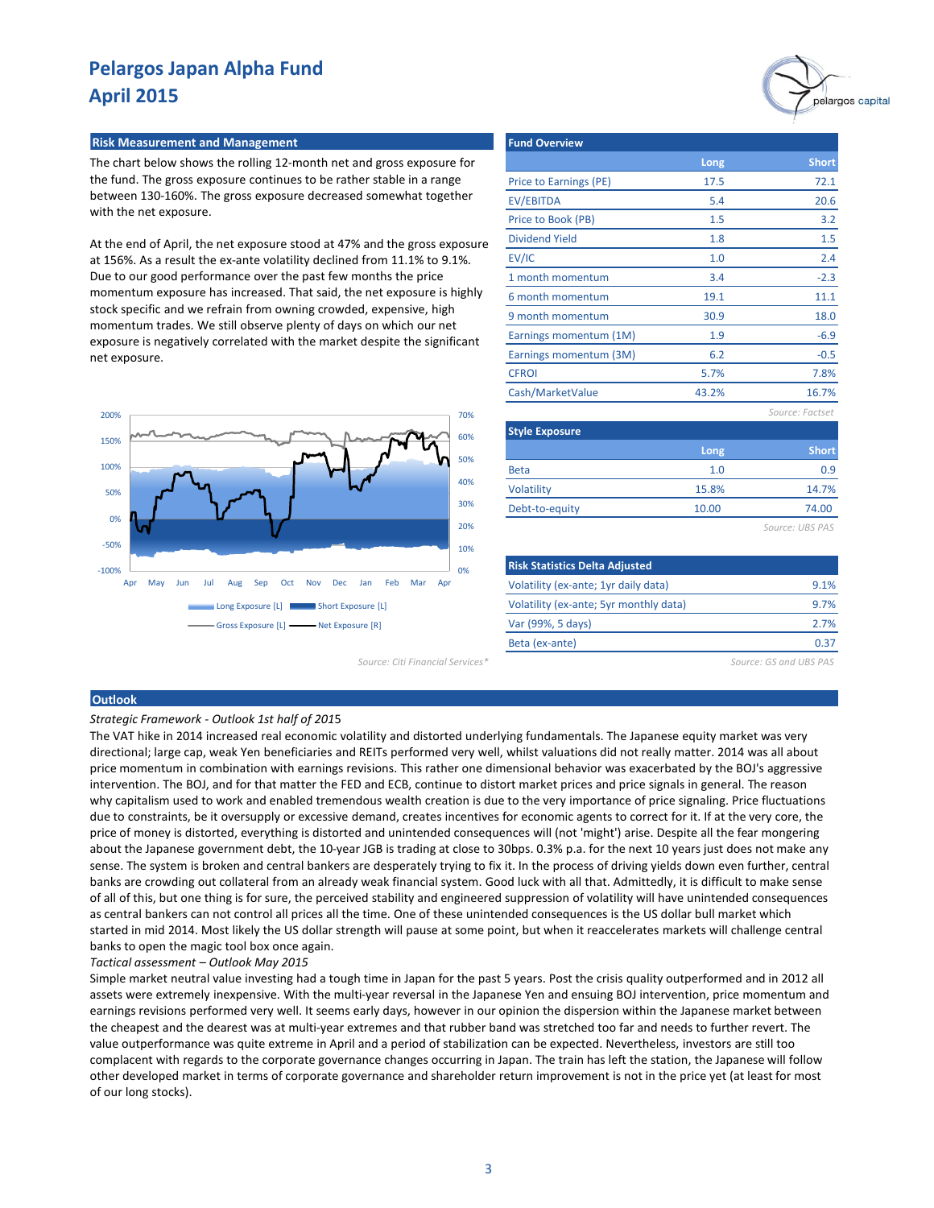# Pelargos Japan Alpha Fund
# April 2015

## Risk Measurement and Management

The chart below shows the rolling 12-month net and gross exposure for the fund. The gross exposure continues to be rather stable in a range between 130-160%. The gross exposure decreased somewhat together with the net exposure.

At the end of April, the net exposure stood at 47% and the gross exposure at 156%. As a result the ex-ante volatility declined from 11.1% to 9.1%. Due to our good performance over the past few months the price momentum exposure has increased. That said, the net exposure is highly stock specific and we refrain from owning crowded, expensive, high momentum trades. We still observe plenty of days on which our net exposure is negatively correlated with the market despite the significant net exposure.

Source: Citi Financial Services*

## Fund Overview

| | Long | Short |
|---|---|---|
| Price to Earnings (PE) | 17.5 | 72.1 |
| EV/EBITDA | 5.4 | 20.6 |
| Price to Book (PB) | 1.5 | 3.2 |
| Dividend Yield | 1.8 | 1.5 |
| EV/IC | 1.0 | 2.4 |
| 1 month momentum | 3.4 | -2.3 |
| 6 month momentum | 19.1 | 11.1 |
| 9 month momentum | 30.9 | 18.0 |
| Earnings momentum (1M) | 1.9 | -6.9 |
| Earnings momentum (3M) | 6.2 | -0.5 |
| CFROI | 5.7% | 7.8% |
| Cash/MarketValue | 43.2% | 16.7% |

*Source: Factset*

## Style Exposure

| | Long | Short |
|---|---|---|
| Beta | 1.0 | 0.9 |
| Volatility | 15.8% | 14.7% |
| Debt-to-equity | 10.00 | 74.00 |

*Source: UBS PAS*

## Risk Statistics Delta Adjusted

| | |
|---|---|
| Volatility (ex-ante; 1yr daily data) | 9.1% |
| Volatility (ex-ante; 5yr monthly data) | 9.7% |
| Var (99%, 5 days) | 2.7% |
| Beta (ex-ante) | 0.37 |

*Source: GS and UBS PAS*

## Outlook

*Strategic Framework - Outlook 1st half of 2015*

The VAT hike in 2014 increased real economic volatility and distorted underlying fundamentals. The Japanese equity market was very directional; large cap, weak Yen beneficiaries and REITs performed very well, whilst valuations did not really matter. 2014 was all about price momentum in combination with earnings revisions. This rather one dimensional behavior was exacerbated by the BOJ's aggressive intervention. The BOJ, and for that matter the FED and ECB, continue to distort market prices and price signals in general. The reason why capitalism used to work and enabled tremendous wealth creation is due to the very importance of price signaling. Price fluctuations due to constraints, be it oversupply or excessive demand, creates incentives for economic agents to correct for it. If at the very core, the price of money is distorted, everything is distorted and unintended consequences will (not 'might') arise. Despite all the fear mongering about the Japanese government debt, the 10-year JGB is trading at close to 30bps. 0.3% p.a. for the next 10 years just does not make any sense. The system is broken and central bankers are desperately trying to fix it. In the process of driving yields down even further, central banks are crowding out collateral from an already weak financial system. Good luck with all that. Admittedly, it is difficult to make sense of all of this, but one thing is for sure, the perceived stability and engineered suppression of volatility will have unintended consequences as central bankers can not control all prices all the time. One of these unintended consequences is the US dollar bull market which started in mid 2014. Most likely the US dollar strength will pause at some point, but when it reaccelerates markets will challenge central banks to open the magic tool box once again.

*Tactical assessment – Outlook May 2015*

Simple market neutral value investing had a tough time in Japan for the past 5 years. Post the crisis quality outperformed and in 2012 all assets were extremely inexpensive. With the multi-year reversal in the Japanese Yen and ensuing BOJ intervention, price momentum and earnings revisions performed very well. It seems early days, however in our opinion the dispersion within the Japanese market between the cheapest and the dearest was at multi-year extremes and that rubber band was stretched too far and needs to further revert. The value outperformance was quite extreme in April and a period of stabilization can be expected. Nevertheless, investors are still too complacent with regards to the corporate governance changes occurring in Japan. The train has left the station, the Japanese will follow other developed market in terms of corporate governance and shareholder return improvement is not in the price yet (at least for most of our long stocks).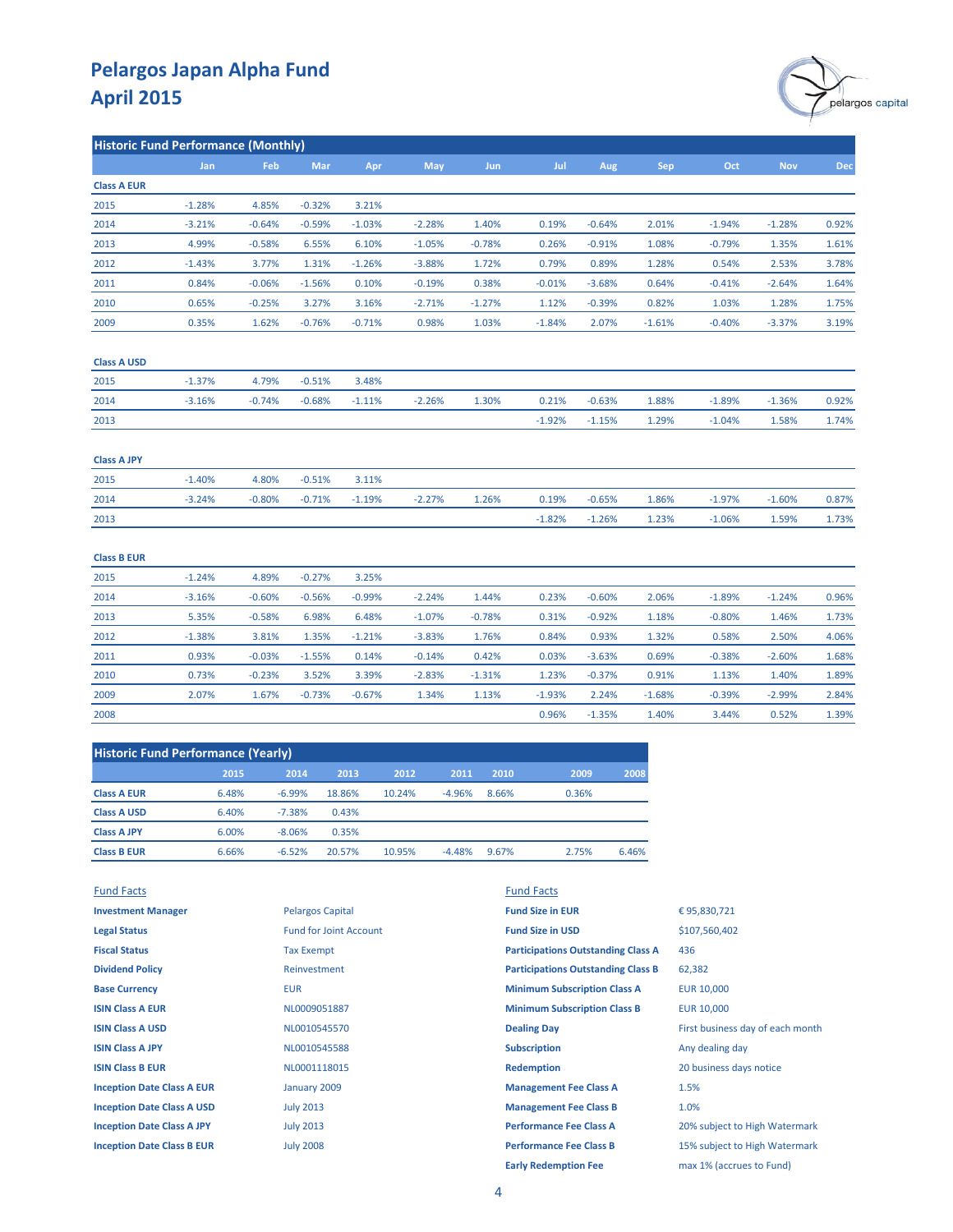# Pelargos Japan Alpha Fund
## April 2015

### Historic Fund Performance (Monthly)

| | Jan | Feb | Mar | Apr | May | Jun | Jul | Aug | Sep | Oct | Nov | Dec |
|---|---|---|---|---|---|---|---|---|---|---|---|---|
| **Class A EUR** | | | | | | | | | | | | |
| 2015 | -1.28% | 4.85% | -0.32% | 3.21% | | | | | | | | |
| 2014 | -3.21% | -0.64% | -0.59% | -1.03% | -2.28% | 1.40% | 0.19% | -0.64% | 2.01% | -1.94% | -1.28% | 0.92% |
| 2013 | 4.99% | -0.58% | 6.55% | 6.10% | -1.05% | -0.78% | 0.26% | -0.91% | 1.08% | -0.79% | 1.35% | 1.61% |
| 2012 | -1.43% | 3.77% | 1.31% | -1.26% | -3.88% | 1.72% | 0.79% | 0.89% | 1.28% | 0.54% | 2.53% | 3.78% |
| 2011 | 0.84% | -0.06% | -1.56% | 0.10% | -0.19% | 0.38% | -0.01% | -3.68% | 0.64% | -0.41% | -2.64% | 1.64% |
| 2010 | 0.65% | -0.25% | 3.27% | 3.16% | -2.71% | -1.27% | 1.12% | -0.39% | 0.82% | 1.03% | 1.28% | 1.75% |
| 2009 | 0.35% | 1.62% | -0.76% | -0.71% | 0.98% | 1.03% | -1.84% | 2.07% | -1.61% | -0.40% | -3.37% | 3.19% |
| **Class A USD** | | | | | | | | | | | | |
| 2015 | -1.37% | 4.79% | -0.51% | 3.48% | | | | | | | | |
| 2014 | -3.16% | -0.74% | -0.68% | -1.11% | -2.26% | 1.30% | 0.21% | -0.63% | 1.88% | -1.89% | -1.36% | 0.92% |
| 2013 | | | | | | | -1.92% | -1.15% | 1.29% | -1.04% | 1.58% | 1.74% |
| **Class A JPY** | | | | | | | | | | | | |
| 2015 | -1.40% | 4.80% | -0.51% | 3.11% | | | | | | | | |
| 2014 | -3.24% | -0.80% | -0.71% | -1.19% | -2.27% | 1.26% | 0.19% | -0.65% | 1.86% | -1.97% | -1.60% | 0.87% |
| 2013 | | | | | | | -1.82% | -1.26% | 1.23% | -1.06% | 1.59% | 1.73% |
| **Class B EUR** | | | | | | | | | | | | |
| 2015 | -1.24% | 4.89% | -0.27% | 3.25% | | | | | | | | |
| 2014 | -3.16% | -0.60% | -0.56% | -0.99% | -2.24% | 1.44% | 0.23% | -0.60% | 2.06% | -1.89% | -1.24% | 0.96% |
| 2013 | 5.35% | -0.58% | 6.98% | 6.48% | -1.07% | -0.78% | 0.31% | -0.92% | 1.18% | -0.80% | 1.46% | 1.73% |
| 2012 | -1.38% | 3.81% | 1.35% | -1.21% | -3.83% | 1.76% | 0.84% | 0.93% | 1.32% | 0.58% | 2.50% | 4.06% |
| 2011 | 0.93% | -0.03% | -1.55% | 0.14% | -0.14% | 0.42% | 0.03% | -3.63% | 0.69% | -0.38% | -2.60% | 1.68% |
| 2010 | 0.73% | -0.23% | 3.52% | 3.39% | -2.83% | -1.31% | 1.23% | -0.37% | 0.91% | 1.13% | 1.40% | 1.89% |
| 2009 | 2.07% | 1.67% | -0.73% | -0.67% | 1.34% | 1.13% | -1.93% | 2.24% | -1.68% | -0.39% | -2.99% | 2.84% |
| 2008 | | | | | | | 0.96% | -1.35% | 1.40% | 3.44% | 0.52% | 1.39% |

### Historic Fund Performance (Yearly)

| | 2015 | 2014 | 2013 | 2012 | 2011 | 2010 | 2009 | 2008 |
|---|---|---|---|---|---|---|---|---|
| **Class A EUR** | 6.48% | -6.99% | 18.86% | 10.24% | -4.96% | 8.66% | 0.36% | |
| **Class A USD** | 6.40% | -7.38% | 0.43% | | | | | |
| **Class A JPY** | 6.00% | -8.06% | 0.35% | | | | | |
| **Class B EUR** | 6.66% | -6.52% | 20.57% | 10.95% | -4.48% | 9.67% | 2.75% | 6.46% |

### Fund Facts

| | |
|---|---|
| **Investment Manager** | Pelargos Capital |
| **Legal Status** | Fund for Joint Account |
| **Fiscal Status** | Tax Exempt |
| **Dividend Policy** | Reinvestment |
| **Base Currency** | EUR |
| **ISIN Class A EUR** | NL0009051887 |
| **ISIN Class A USD** | NL0010545570 |
| **ISIN Class A JPY** | NL0010545588 |
| **ISIN Class B EUR** | NL0001118015 |
| **Inception Date Class A EUR** | January 2009 |
| **Inception Date Class A USD** | July 2013 |
| **Inception Date Class A JPY** | July 2013 |
| **Inception Date Class B EUR** | July 2008 |

### Fund Facts

| | |
|---|---|
| **Fund Size in EUR** | € 95,830,721 |
| **Fund Size in USD** | $107,560,402 |
| **Participations Outstanding Class A** | 436 |
| **Participations Outstanding Class B** | 62,382 |
| **Minimum Subscription Class A** | EUR 10,000 |
| **Minimum Subscription Class B** | EUR 10,000 |
| **Dealing Day** | First business day of each month |
| **Subscription** | Any dealing day |
| **Redemption** | 20 business days notice |
| **Management Fee Class A** | 1.5% |
| **Management Fee Class B** | 1.0% |
| **Performance Fee Class A** | 20% subject to High Watermark |
| **Performance Fee Class B** | 15% subject to High Watermark |
| **Early Redemption Fee** | max 1% (accrues to Fund) |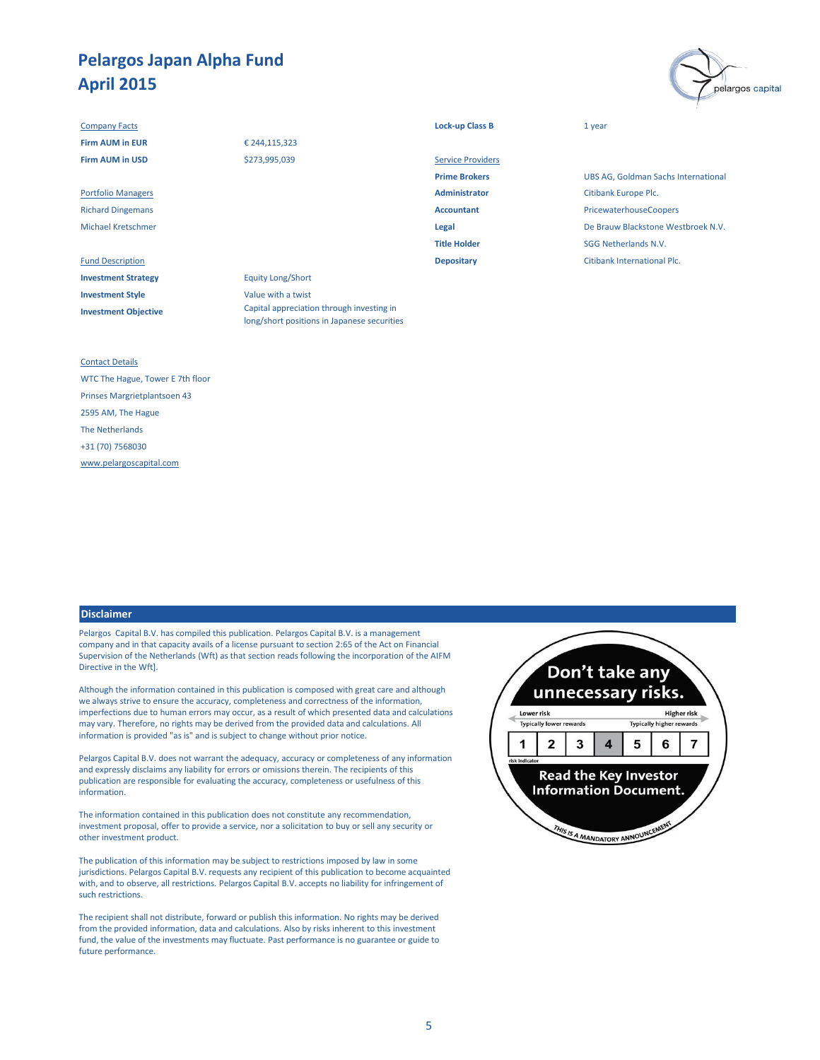# Pelargos Japan Alpha Fund
## April 2015

**Company Facts**

| | |
|---|---|
| **Firm AUM in EUR** | € 244,115,323 |
| **Firm AUM in USD** | $273,995,039 |

**Portfolio Managers**

Richard Dingemans

Michael Kretschmer

**Fund Description**

| | |
|---|---|
| **Investment Strategy** | Equity Long/Short |
| **Investment Style** | Value with a twist |
| **Investment Objective** | Capital appreciation through investing in long/short positions in Japanese securities |

| | |
|---|---|
| **Lock-up Class B** | 1 year |

**Service Providers**

| | |
|---|---|
| **Prime Brokers** | UBS AG, Goldman Sachs International |
| **Administrator** | Citibank Europe Plc. |
| **Accountant** | PricewaterhouseCoopers |
| **Legal** | De Brauw Blackstone Westbroek N.V. |
| **Title Holder** | SGG Netherlands N.V. |
| **Depositary** | Citibank International Plc. |

**Contact Details**

WTC The Hague, Tower E 7th floor

Prinses Margrietplantsoen 43

2595 AM, The Hague

The Netherlands

+31 (70) 7568030

www.pelargoscapital.com

## Disclaimer

Pelargos Capital B.V. has compiled this publication. Pelargos Capital B.V. is a management company and in that capacity avails of a license pursuant to section 2:65 of the Act on Financial Supervision of the Netherlands (Wft) as that section reads following the incorporation of the AIFM Directive in the Wft].

Although the information contained in this publication is composed with great care and although we always strive to ensure the accuracy, completeness and correctness of the information, imperfections due to human errors may occur, as a result of which presented data and calculations may vary. Therefore, no rights may be derived from the provided data and calculations. All information is provided "as is" and is subject to change without prior notice.

Pelargos Capital B.V. does not warrant the adequacy, accuracy or completeness of any information and expressly disclaims any liability for errors or omissions therein. The recipients of this publication are responsible for evaluating the accuracy, completeness or usefulness of this information.

The information contained in this publication does not constitute any recommendation, investment proposal, offer to provide a service, nor a solicitation to buy or sell any security or other investment product.

The publication of this information may be subject to restrictions imposed by law in some jurisdictions. Pelargos Capital B.V. requests any recipient of this publication to become acquainted with, and to observe, all restrictions. Pelargos Capital B.V. accepts no liability for infringement of such restrictions.

The recipient shall not distribute, forward or publish this information. No rights may be derived from the provided information, data and calculations. Also by risks inherent to this investment fund, the value of the investments may fluctuate. Past performance is no guarantee or guide to future performance.

**Don't take any unnecessary risks.**

Lower risk — Typically lower rewards | Higher risk — Typically higher rewards

| 1 | 2 | 3 | 4 | 5 | 6 | 7 |
|---|---|---|---|---|---|---|

risk indicator

**Read the Key Investor Information Document.**

THIS IS A MANDATORY ANNOUNCEMENT